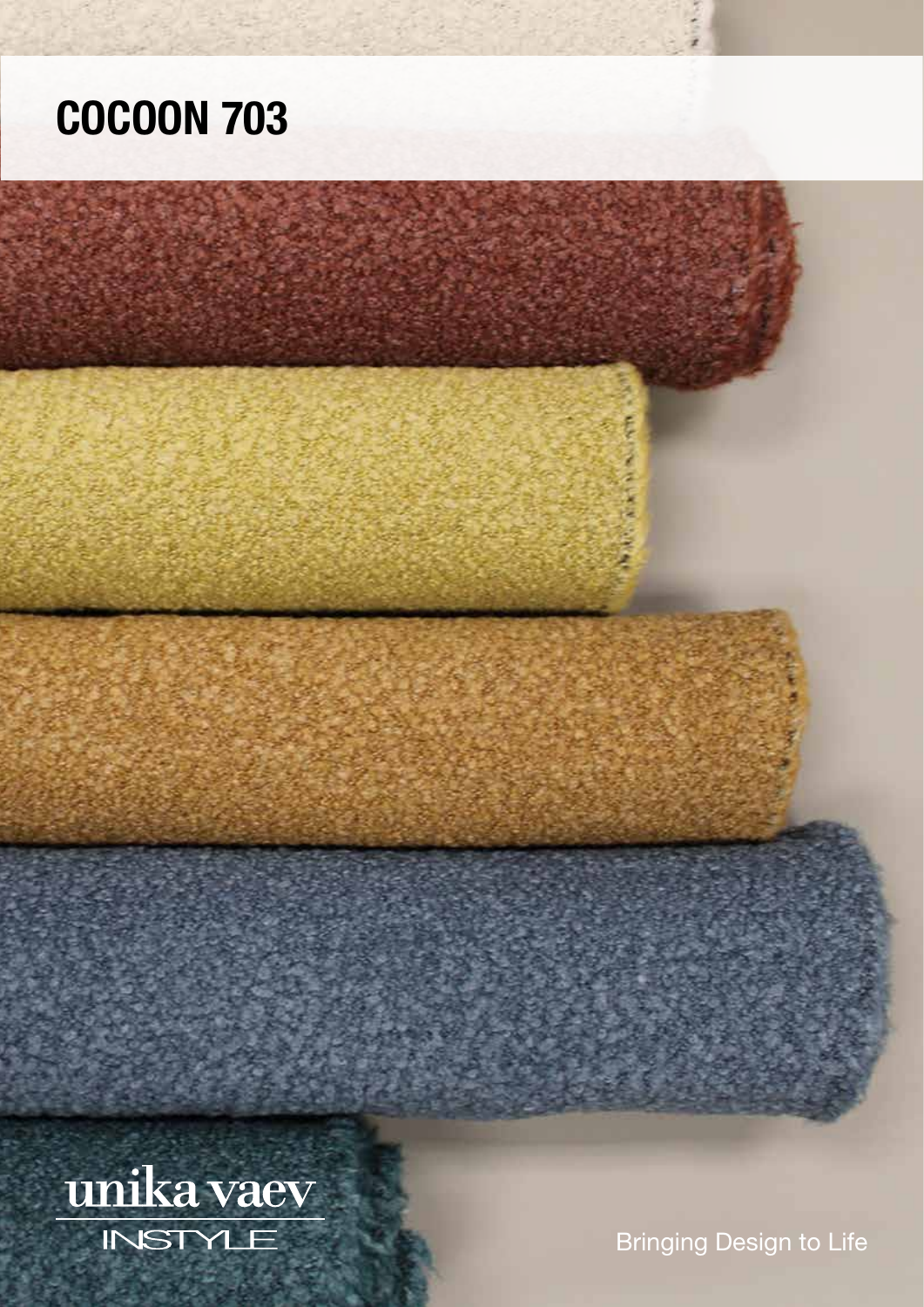# COCOON 703

unika vaev

INSTYLE

Bringing Design to Life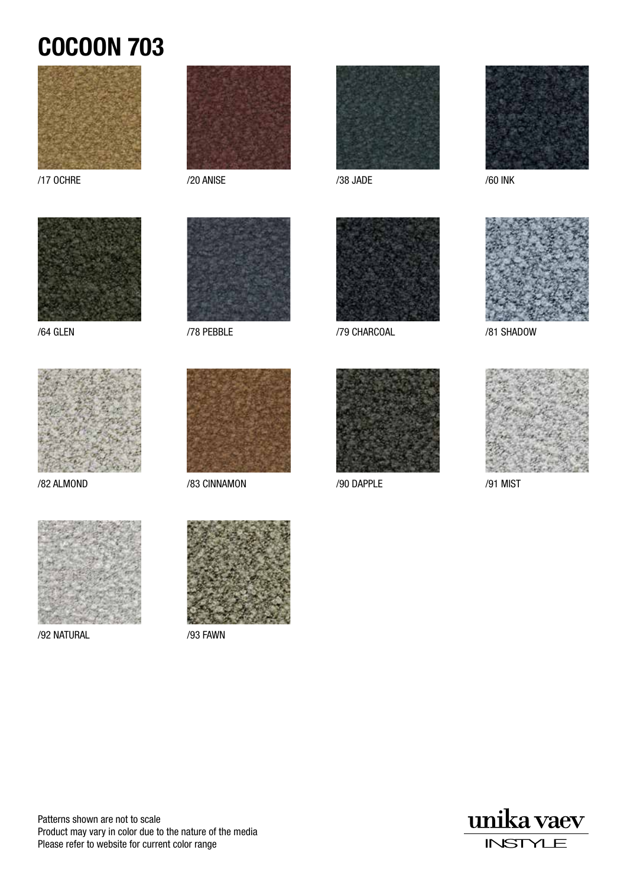# COCOON 703

/17 OCHRE

/20 ANISE

/38 JADE

/60 INK

/64 GLEN

/78 PEBBLE

/79 CHARCOAL

/81 SHADOW

/82 ALMOND

/83 CINNAMON

/90 DAPPLE

/91 MIST

/92 NATURAL

/93 FAWN

Patterns shown are not to scale
Product may vary in color due to the nature of the media
Please refer to website for current color range

unika vaev
INSTYLE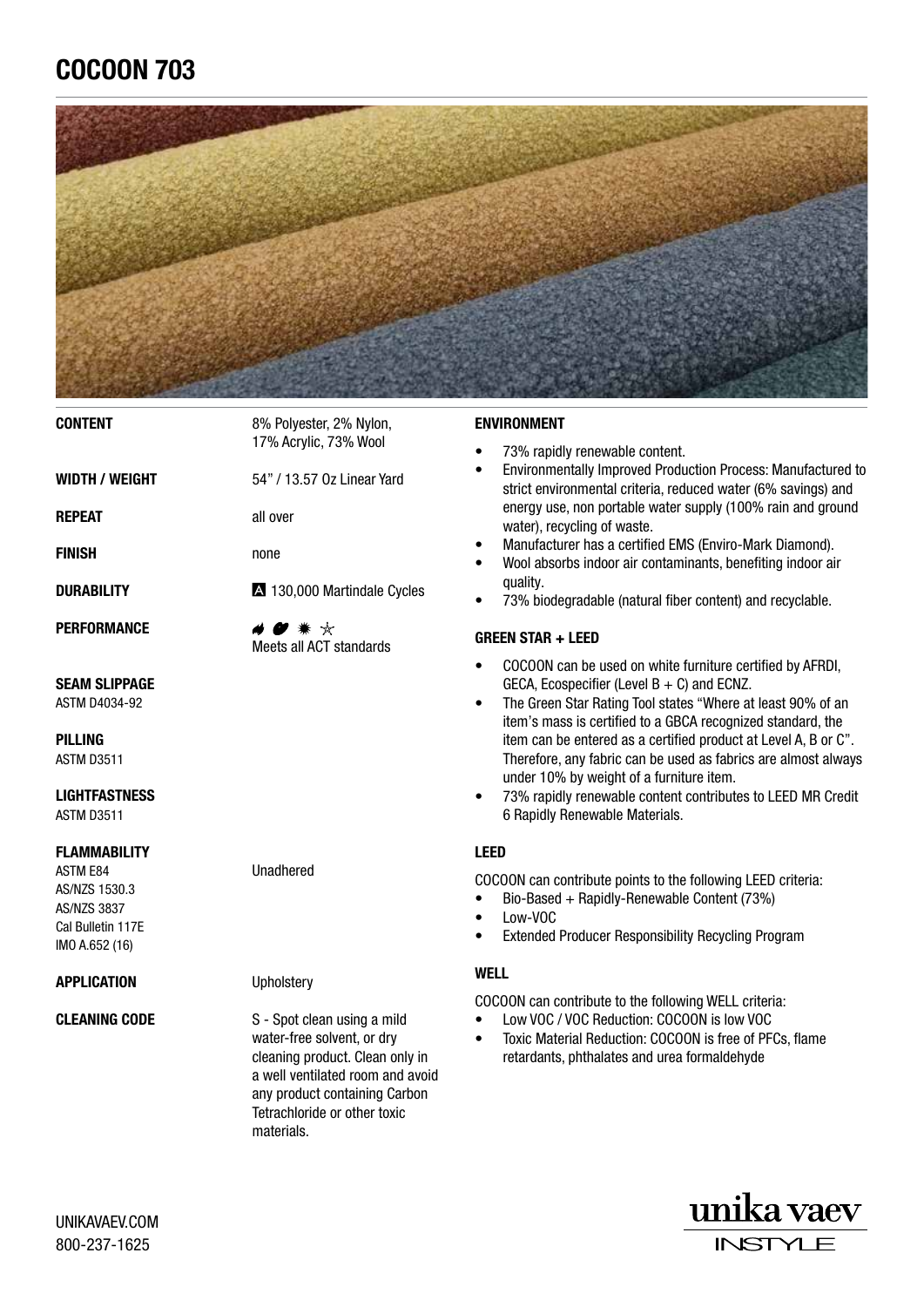# COCOON 703

**CONTENT** 8% Polyester, 2% Nylon, 17% Acrylic, 73% Wool

**WIDTH / WEIGHT** 54" / 13.57 Oz Linear Yard

**REPEAT** all over

**FINISH** none

**DURABILITY** A 130,000 Martindale Cycles

**PERFORMANCE** Meets all ACT standards

**SEAM SLIPPAGE**
ASTM D4034-92

**PILLING**
ASTM D3511

**LIGHTFASTNESS**
ASTM D3511

**FLAMMABILITY**
ASTM E84 — Unadhered
AS/NZS 1530.3
AS/NZS 3837
Cal Bulletin 117E
IMO A.652 (16)

**APPLICATION** Upholstery

**CLEANING CODE** S - Spot clean using a mild water-free solvent, or dry cleaning product. Clean only in a well ventilated room and avoid any product containing Carbon Tetrachloride or other toxic materials.

## ENVIRONMENT

- 73% rapidly renewable content.
- Environmentally Improved Production Process: Manufactured to strict environmental criteria, reduced water (6% savings) and energy use, non portable water supply (100% rain and ground water), recycling of waste.
- Manufacturer has a certified EMS (Enviro-Mark Diamond).
- Wool absorbs indoor air contaminants, benefiting indoor air quality.
- 73% biodegradable (natural fiber content) and recyclable.

## GREEN STAR + LEED

- COCOON can be used on white furniture certified by AFRDI, GECA, Ecospecifier (Level B + C) and ECNZ.
- The Green Star Rating Tool states "Where at least 90% of an item's mass is certified to a GBCA recognized standard, the item can be entered as a certified product at Level A, B or C". Therefore, any fabric can be used as fabrics are almost always under 10% by weight of a furniture item.
- 73% rapidly renewable content contributes to LEED MR Credit 6 Rapidly Renewable Materials.

## LEED

COCOON can contribute points to the following LEED criteria:

- Bio-Based + Rapidly-Renewable Content (73%)
- Low-VOC
- Extended Producer Responsibility Recycling Program

## WELL

COCOON can contribute to the following WELL criteria:

- Low VOC / VOC Reduction: COCOON is low VOC
- Toxic Material Reduction: COCOON is free of PFCs, flame retardants, phthalates and urea formaldehyde

UNIKAVAEV.COM
800-237-1625

unika vaev
INSTYLE